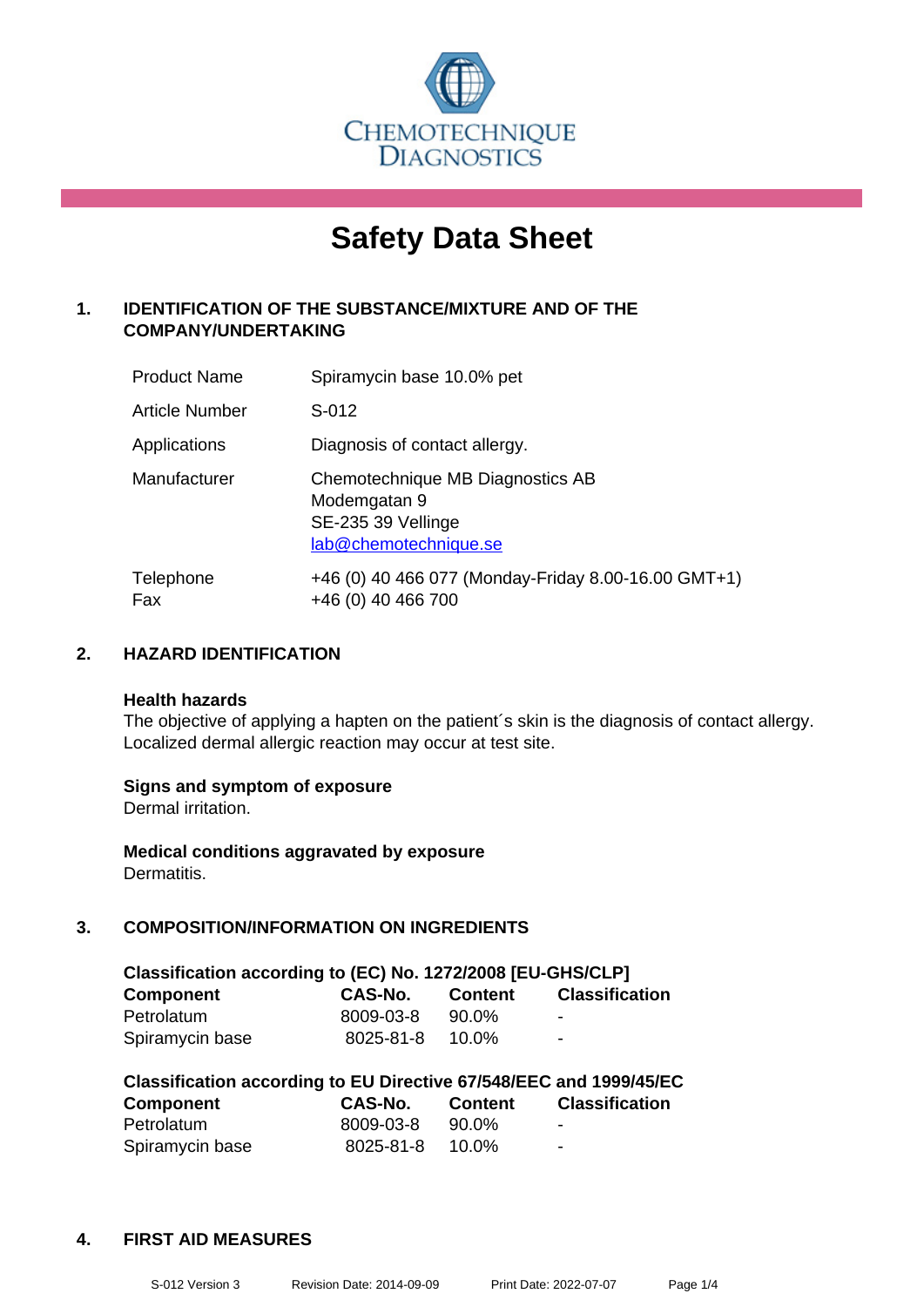CHEMOTECHNIQUE DIAGNOSTICS

# Safety Data Sheet

## 1. IDENTIFICATION OF THE SUBSTANCE/MIXTURE AND OF THE COMPANY/UNDERTAKING

| | |
|---|---|
| Product Name | Spiramycin base 10.0% pet |
| Article Number | S-012 |
| Applications | Diagnosis of contact allergy. |
| Manufacturer | Chemotechnique MB Diagnostics AB<br>Modemgatan 9<br>SE-235 39 Vellinge<br>lab@chemotechnique.se |
| Telephone<br>Fax | +46 (0) 40 466 077 (Monday-Friday 8.00-16.00 GMT+1)<br>+46 (0) 40 466 700 |

## 2. HAZARD IDENTIFICATION

**Health hazards**
The objective of applying a hapten on the patient´s skin is the diagnosis of contact allergy. Localized dermal allergic reaction may occur at test site.

**Signs and symptom of exposure**
Dermal irritation.

**Medical conditions aggravated by exposure**
Dermatitis.

## 3. COMPOSITION/INFORMATION ON INGREDIENTS

**Classification according to (EC) No. 1272/2008 [EU-GHS/CLP]**

| Component | CAS-No. | Content | Classification |
|---|---|---|---|
| Petrolatum | 8009-03-8 | 90.0% | - |
| Spiramycin base | 8025-81-8 | 10.0% | - |

**Classification according to EU Directive 67/548/EEC and 1999/45/EC**

| Component | CAS-No. | Content | Classification |
|---|---|---|---|
| Petrolatum | 8009-03-8 | 90.0% | - |
| Spiramycin base | 8025-81-8 | 10.0% | - |

## 4. FIRST AID MEASURES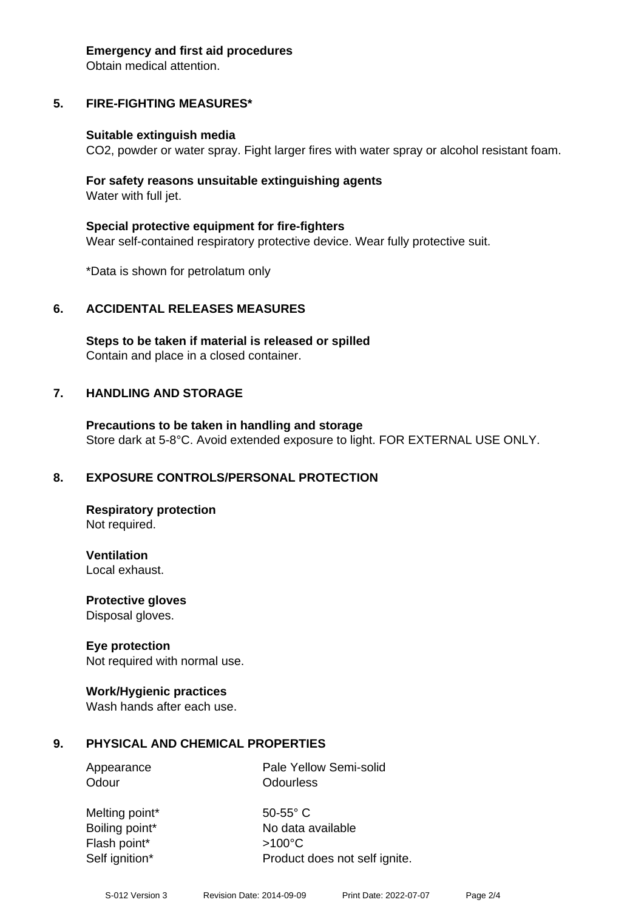**Emergency and first aid procedures**
Obtain medical attention.

## 5. FIRE-FIGHTING MEASURES*

**Suitable extinguish media**
$CO_2$, powder or water spray. Fight larger fires with water spray or alcohol resistant foam.

**For safety reasons unsuitable extinguishing agents**
Water with full jet.

**Special protective equipment for fire-fighters**
Wear self-contained respiratory protective device. Wear fully protective suit.

*Data is shown for petrolatum only

## 6. ACCIDENTAL RELEASES MEASURES

**Steps to be taken if material is released or spilled**
Contain and place in a closed container.

## 7. HANDLING AND STORAGE

**Precautions to be taken in handling and storage**
Store dark at 5-8°C. Avoid extended exposure to light. FOR EXTERNAL USE ONLY.

## 8. EXPOSURE CONTROLS/PERSONAL PROTECTION

**Respiratory protection**
Not required.

**Ventilation**
Local exhaust.

**Protective gloves**
Disposal gloves.

**Eye protection**
Not required with normal use.

**Work/Hygienic practices**
Wash hands after each use.

## 9. PHYSICAL AND CHEMICAL PROPERTIES

| | |
|---|---|
| Appearance | Pale Yellow Semi-solid |
| Odour | Odourless |
| Melting point* | 50-55° C |
| Boiling point* | No data available |
| Flash point* | >100°C |
| Self ignition* | Product does not self ignite. |

S-012 Version 3    Revision Date: 2014-09-09    Print Date: 2022-07-07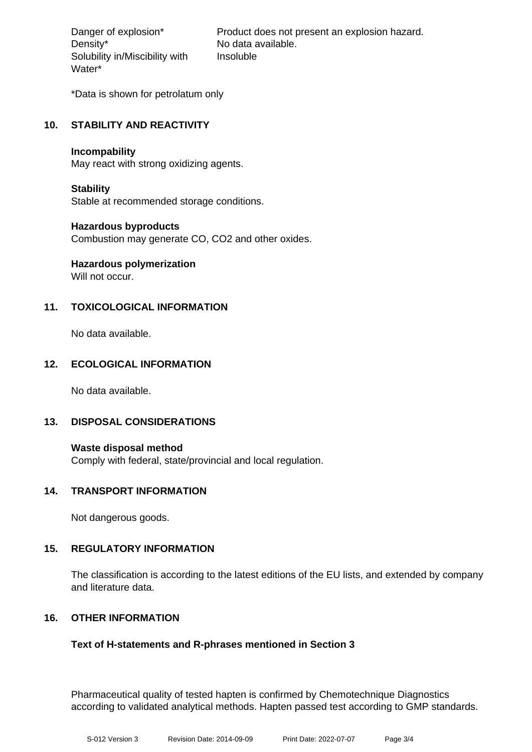| | |
|---|---|
| Danger of explosion* | Product does not present an explosion hazard. |
| Density* | No data available. |
| Solubility in/Miscibility with Water* | Insoluble |

*Data is shown for petrolatum only

## 10. STABILITY AND REACTIVITY

**Incompability**
May react with strong oxidizing agents.

**Stability**
Stable at recommended storage conditions.

**Hazardous byproducts**
Combustion may generate CO, $CO_2$ and other oxides.

**Hazardous polymerization**
Will not occur.

## 11. TOXICOLOGICAL INFORMATION

No data available.

## 12. ECOLOGICAL INFORMATION

No data available.

## 13. DISPOSAL CONSIDERATIONS

**Waste disposal method**
Comply with federal, state/provincial and local regulation.

## 14. TRANSPORT INFORMATION

Not dangerous goods.

## 15. REGULATORY INFORMATION

The classification is according to the latest editions of the EU lists, and extended by company and literature data.

## 16. OTHER INFORMATION

**Text of H-statements and R-phrases mentioned in Section 3**

Pharmaceutical quality of tested hapten is confirmed by Chemotechnique Diagnostics according to validated analytical methods. Hapten passed test according to GMP standards.

S-012 Version 3 Revision Date: 2014-09-09 Print Date: 2022-07-07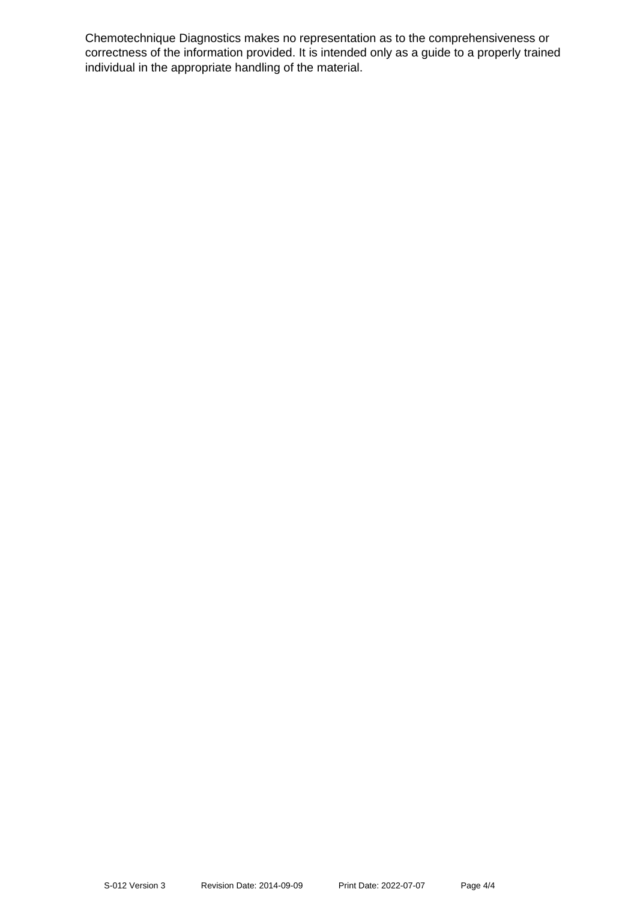Chemotechnique Diagnostics makes no representation as to the comprehensiveness or correctness of the information provided. It is intended only as a guide to a properly trained individual in the appropriate handling of the material.